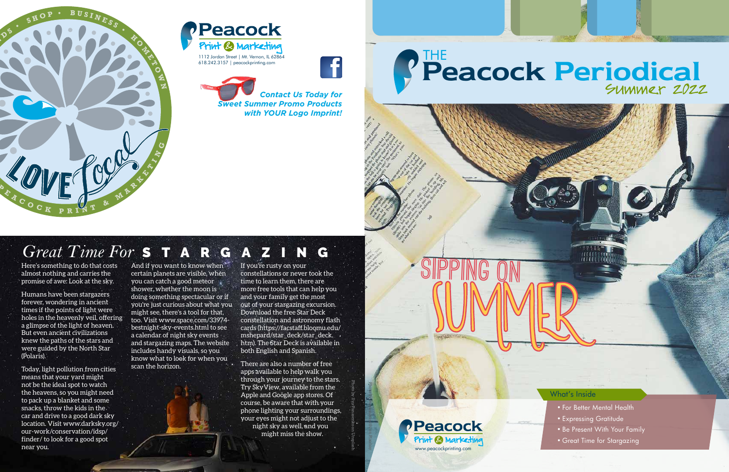# THE Peacock Periodical

Summer 2022

SIPPING ON SUMMER

## What's Inside

- For Better Mental Health
- Expressing Gratitude
- Be Present With Your Family
- Great Time for Stargazing

Peacock Print & Marketing
www.peacockprinting.com

Photo by Ilya Ponomarenko on Unsplash

Peacock Print & Marketing
1112 Jordan Street | Mt. Vernon, IL 62864
618.242.3157 | peacockprinting.com

***Contact Us Today for Sweet Summer Promo Products with YOUR Logo Imprint!***

SHOP • BUSINESS • HOMETOWN • LOVE LOCAL • PEACOCK PRINT & MARKETING

## *Great Time For* STARGAZING

Here's something to do that costs almost nothing and carries the promise of awe: Look at the sky.

Humans have been stargazers forever, wondering in ancient times if the points of light were holes in the heavenly veil, offering a glimpse of the light of heaven. But even ancient civilizations knew the paths of the stars and were guided by the North Star (Polaris).

Today, light pollution from cities means that your yard might not be the ideal spot to watch the heavens, so you might need to pack up a blanket and some snacks, throw the kids in the car and drive to a good dark sky location. Visit www.darksky.org/our-work/conservation/idsp/finder/ to look for a good spot near you.

And if you want to know when certain planets are visible, when you can catch a good meteor shower, whether the moon is doing something spectacular or if you're just curious about what you might see, there's a tool for that, too. Visit www.space.com/33974-bestnight-sky-events.html to see a calendar of night sky events and stargazing maps. The website includes handy visuals, so you know what to look for when you scan the horizon.

If you're rusty on your constellations or never took the time to learn them, there are more free tools that can help you and your family get the most out of your stargazing excursion. Download the free Star Deck constellation and astronomy flash cards (https://facstaff.bloomu.edu/mshepard/star_deck/star_deck.htm). The Star Deck is available in both English and Spanish.

There are also a number of free apps available to help walk you through your journey to the stars. Try SkyView, available from the Apple and Google app stores. Of course, be aware that with your phone lighting your surroundings, your eyes might not adjust to the night sky as well, and you might miss the show.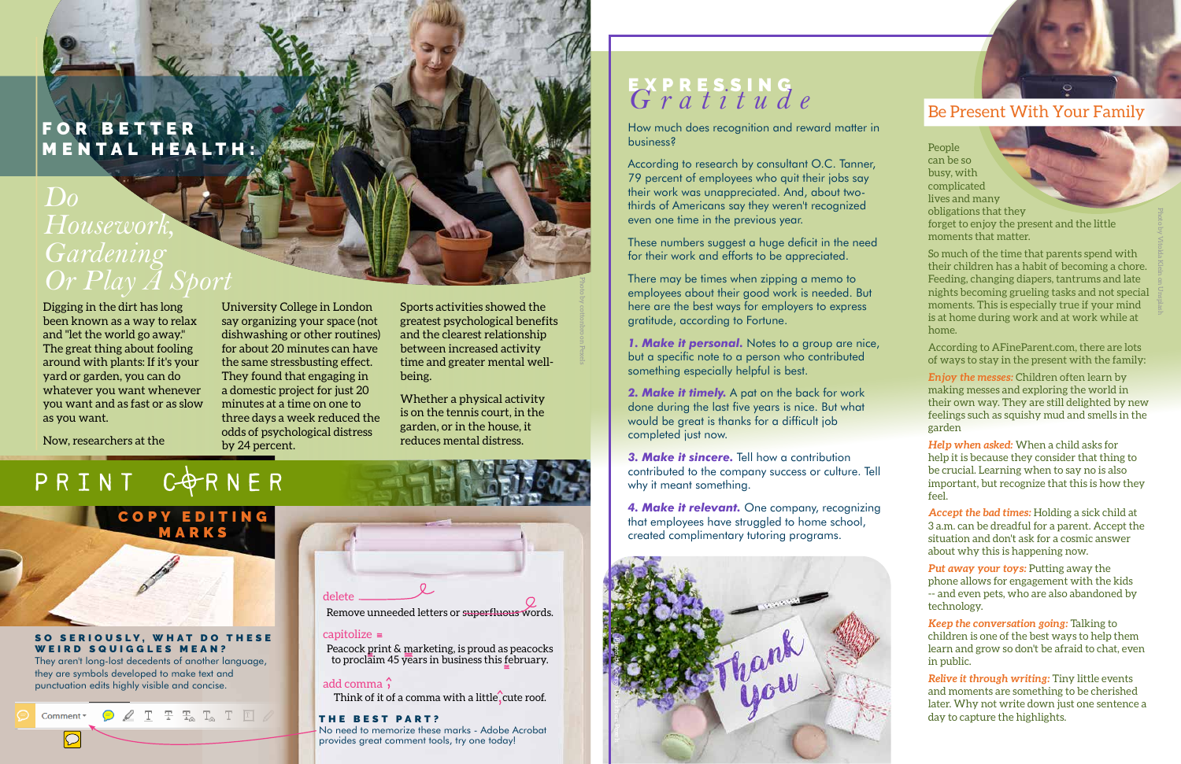# FOR BETTER MENTAL HEALTH:

## *Do Housework, Gardening Or Play A Sport*

Digging in the dirt has long been known as a way to relax and "let the world go away." The great thing about fooling around with plants: If it's your yard or garden, you can do whatever you want whenever you want and as fast or as slow as you want.

Now, researchers at the University College in London say organizing your space (not dishwashing or other routines) for about 20 minutes can have the same stressbusting effect. They found that engaging in a domestic project for just 20 minutes at a time on one to three days a week reduced the odds of psychological distress by 24 percent.

Sports activities showed the greatest psychological benefits and the clearest relationship between increased activity time and greater mental well-being.

Whether a physical activity is on the tennis court, in the garden, or in the house, it reduces mental distress.

Photo by cottonbro on Pexels

# PRINT CORNER

## COPY EDITING MARKS

### SO SERIOUSLY, WHAT DO THESE WEIRD SQUIGGLES MEAN?

They aren't long-lost decedents of another language, they are symbols developed to make text and punctuation edits highly visible and concise.

delete

Remove unneeded letters or ~~superfluous~~ words.

capitolize

Peacock print & marketing, is proud as peacocks to proclaim 45 years in business this february.

add comma

Think of it of a comma with a little cute roof.

### THE BEST PART?

No need to memorize these marks - Adobe Acrobat provides great comment tools, try one today!

Comment

# EXPRESSING *Gratitude*

How much does recognition and reward matter in business?

According to research by consultant O.C. Tanner, 79 percent of employees who quit their jobs say their work was unappreciated. And, about two-thirds of Americans say they weren't recognized even one time in the previous year.

These numbers suggest a huge deficit in the need for their work and efforts to be appreciated.

There may be times when zipping a memo to employees about their good work is needed. But here are the best ways for employers to express gratitude, according to Fortune.

***1. Make it personal.*** Notes to a group are nice, but a specific note to a person who contributed something especially helpful is best.

***2. Make it timely.*** A pat on the back for work done during the last five years is nice. But what would be great is thanks for a difficult job completed just now.

***3. Make it sincere.*** Tell how a contribution contributed to the company success or culture. Tell why it meant something.

***4. Make it relevant.*** One company, recognizing that employees have struggled to home school, created complimentary tutoring programs.

## Be Present With Your Family

People can be so busy, with complicated lives and many obligations that they forget to enjoy the present and the little moments that matter.

So much of the time that parents spend with their children has a habit of becoming a chore. Feeding, changing diapers, tantrums and late nights becoming grueling tasks and not special moments. This is especially true if your mind is at home during work and at work while at home.

According to AFineParent.com, there are lots of ways to stay in the present with the family:

*Enjoy the messes:* Children often learn by making messes and exploring the world in their own way. They are still delighted by new feelings such as squishy mud and smells in the garden

*Help when asked:* When a child asks for help it is because they consider that thing to be crucial. Learning when to say no is also important, but recognize that this is how they feel.

*Accept the bad times:* Holding a sick child at 3 a.m. can be dreadful for a parent. Accept the situation and don't ask for a cosmic answer about why this is happening now.

*Put away your toys:* Putting away the phone allows for engagement with the kids -- and even pets, who are also abandoned by technology.

*Keep the conversation going:* Talking to children is one of the best ways to help them learn and grow so don't be afraid to chat, even in public.

*Relive it through writing:* Tiny little events and moments are something to be cherished later. Why not write down just one sentence a day to capture the highlights.

Photo by Vitolda Klein on Unsplash